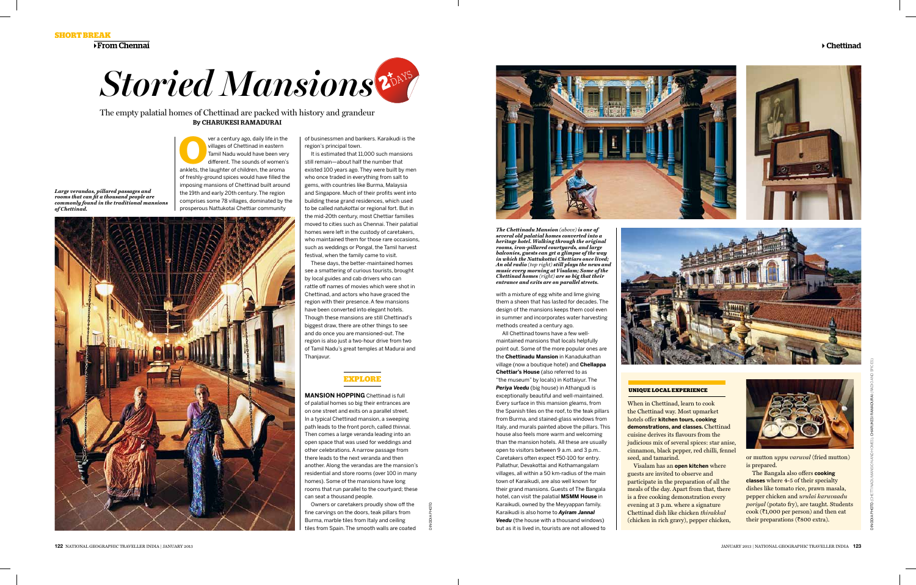SHORT BREAK

From Chennai

Chettinad

# Storied Mansions

2+ DAYS

The empty palatial homes of Chettinad are packed with history and grandeur

**By CHARUKESI RAMADURAI**

***Large verandas, pillared passages and rooms that can fit a thousand people are commonly found in the traditional mansions of Chettinad.***

Over a century ago, daily life in the villages of Chettinad in eastern Tamil Nadu would have been very different. The sounds of women's anklets, the laughter of children, the aroma of freshly-ground spices would have filled the imposing mansions of Chettinad built around the 19th and early 20th century. The region comprises some 78 villages, dominated by the prosperous Nattukotai Chettiar community of businessmen and bankers. Karaikudi is the region's principal town.

It is estimated that 11,000 such mansions still remain—about half the number that existed 100 years ago. They were built by men who once traded in everything from salt to gems, with countries like Burma, Malaysia and Singapore. Much of their profits went into building these grand residences, which used to be called *natukottai* or regional fort. But in the mid-20th century, most Chettiar families moved to cities such as Chennai. Their palatial homes were left in the custody of caretakers, who maintained them for those rare occasions, such as weddings or Pongal, the Tamil harvest festival, when the family came to visit.

These days, the better-maintained homes see a smattering of curious tourists, brought by local guides and cab drivers who can rattle off names of movies which were shot in Chettinad, and actors who have graced the region with their presence. A few mansions have been converted into elegant hotels. Though these mansions are still Chettinad's biggest draw, there are other things to see and do once you are mansioned-out. The region is also just a two-hour drive from two of Tamil Nadu's great temples at Madurai and Thanjavur.

## EXPLORE

**MANSION HOPPING** Chettinad is full of palatial homes so big their entrances are on one street and exits on a parallel street. In a typical Chettinad mansion, a sweeping path leads to the front porch, called *thinnai*. Then comes a large veranda leading into an open space that was used for weddings and other celebrations. A narrow passage from there leads to the next veranda and then another. Along the verandas are the mansion's residential and store rooms (over 100 in many homes). Some of the mansions have long rooms that run parallel to the courtyard; these can seat a thousand people.

Owners or caretakers proudly show off the fine carvings on the doors, teak pillars from Burma, marble tiles from Italy and ceiling tiles from Spain. The smooth walls are coated with a mixture of egg white and lime giving them a sheen that has lasted for decades. The design of the mansions keeps them cool even in summer and incorporates water harvesting methods created a century ago.

All Chettinad towns have a few well-maintained mansions that locals helpfully point out. Some of the more popular ones are the **Chettinadu Mansion** in Kanadukathan village (now a boutique hotel) and **Chellappa Chettiar's House** (also referred to as "the museum" by locals) in Kottaiyur. The ***Periya Veedu*** (big house) in Athangudi is exceptionally beautiful and well-maintained. Every surface in this mansion gleams, from the Spanish tiles on the roof, to the teak pillars from Burma, and stained-glass windows from Italy, and murals painted above the pillars. This house also feels more warm and welcoming than the mansion hotels. All these are usually open to visitors between 9 a.m. and 3 p.m.. Caretakers often expect ₹50-100 for entry. Pallathur, Devakottai and Kothamangalam villages, all within a 50 km-radius of the main town of Karaikudi, are also well known for their grand mansions. Guests of The Bangala hotel, can visit the palatial **MSMM House** in Karaikudi, owned by the Meyyappan family. Karaikudi is also home to ***Ayiram Jannal Veedu*** (the house with a thousand windows) but as it is lived in, tourists are not allowed to

***The Chettinadu Mansion** (above) **is one of several old palatial homes converted into a heritage hotel. Walking through the original rooms, iron-pillared courtyards, and large balconies, guests can get a glimpse of the way in which the Nattukottai Chettiars once lived; An old radio** (top right) **still plays the news and music every morning at Visalam; Some of the Chettinad homes** (right) **are so big that their entrance and exits are on parallel streets.***

### UNIQUE LOCAL EXPERIENCE

When in Chettinad, learn to cook the Chettinad way. Most upmarket hotels offer **kitchen tours, cooking demonstrations, and classes.** Chettinad cuisine derives its flavours from the judicious mix of several spices: star anise, cinnamon, black pepper, red chilli, fennel seed, and tamarind.

Visalam has an **open kitchen** where guests are invited to observe and participate in the preparation of all the meals of the day. Apart from that, there is a free cooking demonstration every evening at 3 p.m. where a signature Chettinad dish like chicken *thirakkal* (chicken in rich gravy), pepper chicken, or mutton *uppu varuval* (fried mutton) is prepared.

The Bangala also offers **cooking classes** where 4-5 of their specialty dishes like tomato rice, prawn masala, pepper chicken and *urulai karuvaadu poriyal* (potato fry), are taught. Students cook (₹1,000 per person) and then eat their preparations (₹800 extra).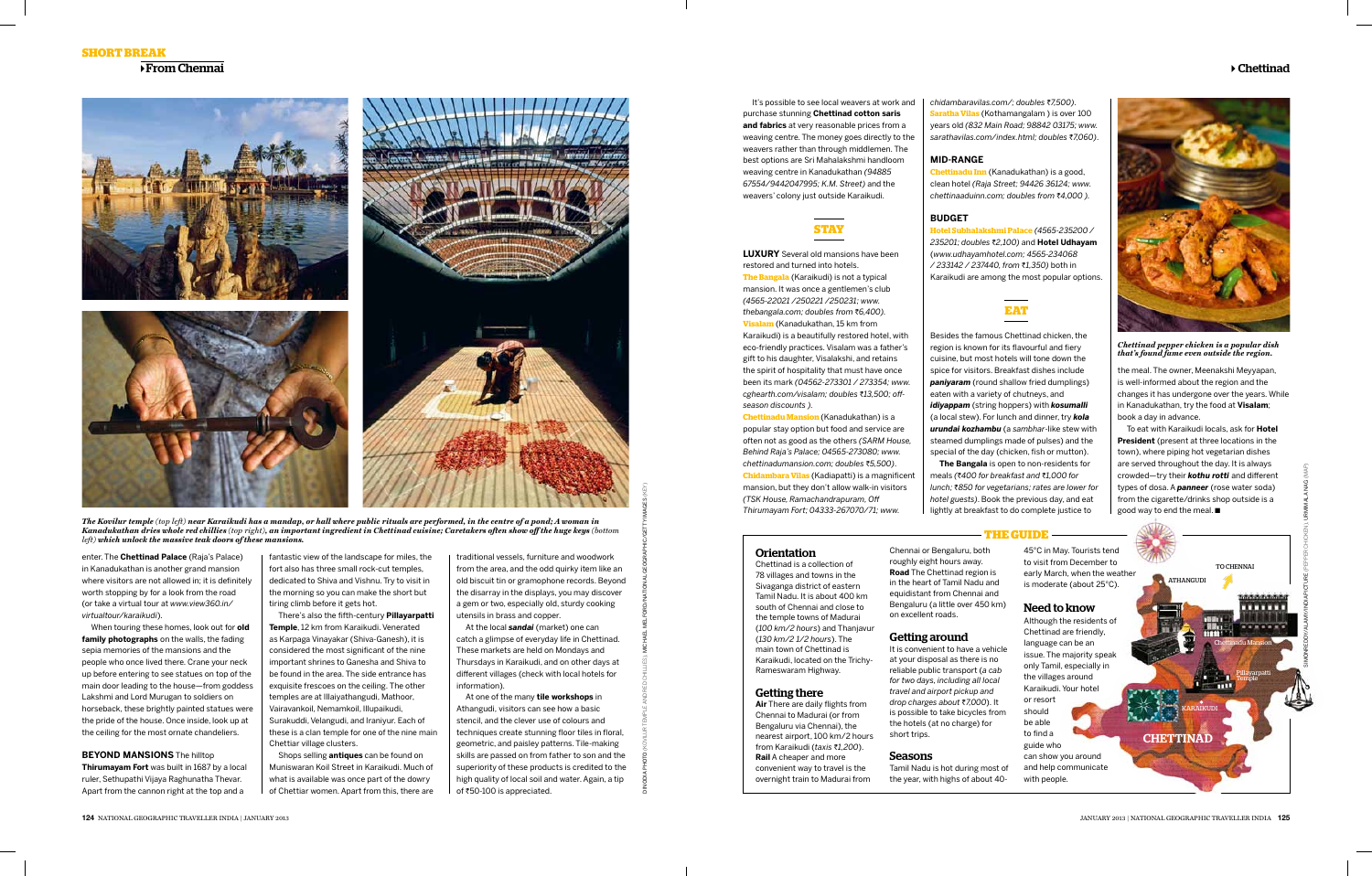## SHORT BREAK

### From Chennai

*The Kovilur temple (top left) near Karaikudi has a mandap, or hall where public rituals are performed, in the centre of a pond; A woman in Kanadukathan dries whole red chillies (top right), an important ingredient in Chettinad cuisine; Caretakers often show off the huge keys (bottom left) which unlock the massive teak doors of these mansions.*

enter. The **Chettinad Palace** (Raja's Palace) in Kanadukathan is another grand mansion where visitors are not allowed in; it is definitely worth stopping by for a look from the road (or take a virtual tour at *www.view360.in/virtualtour/karaikudi*).

When touring these homes, look out for **old family photographs** on the walls, the fading sepia memories of the mansions and the people who once lived there. Crane your neck up before entering to see statues on top of the main door leading to the house—from goddess Lakshmi and Lord Murugan to soldiers on horseback, these brightly painted statues were the pride of the house. Once inside, look up at the ceiling for the most ornate chandeliers.

**BEYOND MANSIONS** The hilltop **Thirumayam Fort** was built in 1687 by a local ruler, Sethupathi Vijaya Raghunatha Thevar. Apart from the cannon right at the top and a fantastic view of the landscape for miles, the fort also has three small rock-cut temples, dedicated to Shiva and Vishnu. Try to visit in the morning so you can make the short but tiring climb before it gets hot.

There's also the fifth-century **Pillayarpatti Temple**, 12 km from Karaikudi. Venerated as Karpaga Vinayakar (Shiva-Ganesh), it is considered the most significant of the nine important shrines to Ganesha and Shiva to be found in the area. The side entrance has exquisite frescoes on the ceiling. The other temples are at Illaiyathangudi, Mathoor, Vairavankoil, Nemamkoil, Illupaikudi, Surakuddi, Velangudi, and Iraniyur. Each of these is a clan temple for one of the nine main Chettiar village clusters.

Shops selling **antiques** can be found on Muniswaran Koil Street in Karaikudi. Much of what is available was once part of the dowry of Chettiar women. Apart from this, there are traditional vessels, furniture and woodwork from the area, and the odd quirky item like an old biscuit tin or gramophone records. Beyond the disarray in the displays, you may discover a gem or two, especially old, sturdy cooking utensils in brass and copper.

At the local ***sandai*** (market) one can catch a glimpse of everyday life in Chettinad. These markets are held on Mondays and Thursdays in Karaikudi, and on other days at different villages (check with local hotels for information).

At one of the many **tile workshops** in Athangudi, visitors can see how a basic stencil, and the clever use of colours and techniques create stunning floor tiles in floral, geometric, and paisley patterns. Tile-making skills are passed on from father to son and the superiority of these products is credited to the high quality of local soil and water. Again, a tip of ₹50-100 is appreciated.

### Chettinad

It's possible to see local weavers at work and purchase stunning **Chettinad cotton saris and fabrics** at very reasonable prices from a weaving centre. The money goes directly to the weavers rather than through middlemen. The best options are Sri Mahalakshmi handloom weaving centre in Kanadukathan *(94885 67554/9442047995; K.M. Street)* and the weavers' colony just outside Karaikudi.

## STAY

**LUXURY** Several old mansions have been restored and turned into hotels.
**The Bangala** (Karaikudi) is not a typical mansion. It was once a gentlemen's club *(4565-22021 /250221 /250231; www.thebangala.com; doubles from ₹6,400)*.
**Visalam** (Kanadukathan, 15 km from Karaikudi) is a beautifully restored hotel, with eco-friendly practices. Visalam was a father's gift to his daughter, Visalakshi, and retains the spirit of hospitality that must have once been its mark *(04562-273301 / 273354; www.cghearth.com/visalam; doubles ₹13,500; off-season discounts )*.
**Chettinadu Mansion** (Kanadukathan) is a popular stay option but food and service are often not as good as the others *(SARM House, Behind Raja's Palace; 04565-273080; www.chettinadumansion.com; doubles ₹5,500)*.
**Chidambara Vilas** (Kadiapatti) is a magnificent mansion, but they don't allow walk-in visitors *(TSK House, Ramachandrapuram, Off Thirumayam Fort; 04333-267070/71; www.chidambaravilas.com/; doubles ₹7,500)*.
**Saratha Vilas** (Kothamangalam ) is over 100 years old *(832 Main Road; 98842 03175; www.sarathavilas.com/index.html; doubles ₹7,060)*.

**MID-RANGE**
**Chettinadu Inn** (Kanadukathan) is a good, clean hotel *(Raja Street; 94426 36124; www.chettinaaduinn.com; doubles from ₹4,000 )*.

**BUDGET**
**Hotel Subhalakshmi Palace** *(4565-235200 / 235201; doubles ₹2,100)* and **Hotel Udhayam** (*www.udhayamhotel.com; 4565-234068 / 233142 / 237440, from ₹1,350)* both in Karaikudi are among the most popular options.

## EAT

Besides the famous Chettinad chicken, the region is known for its flavourful and fiery cuisine, but most hotels will tone down the spice for visitors. Breakfast dishes include ***paniyaram*** (round shallow fried dumplings) eaten with a variety of chutneys, and ***idiyappam*** (string hoppers) with ***kosumalli*** (a local stew). For lunch and dinner, try ***kola urundai kozhambu*** (a *sambhar*-like stew with steamed dumplings made of pulses) and the special of the day (chicken, fish or mutton).

**The Bangala** is open to non-residents for meals *(₹400 for breakfast and ₹1,000 for lunch; ₹850 for vegetarians; rates are lower for hotel guests)*. Book the previous day, and eat lightly at breakfast to do complete justice to the meal. The owner, Meenakshi Meyyapan, is well-informed about the region and the changes it has undergone over the years. While in Kanadukathan, try the food at **Visalam**; book a day in advance.

To eat with Karaikudi locals, ask for **Hotel President** (present at three locations in the town), where piping hot vegetarian dishes are served throughout the day. It is always crowded—try their ***kothu rotti*** and different types of dosa. A ***panneer*** (rose water soda) from the cigarette/drinks shop outside is a good way to end the meal. ■

*Chettinad pepper chicken is a popular dish that's found fame even outside the region.*

## THE GUIDE

### Orientation

Chettinad is a collection of 78 villages and towns in the Sivaganga district of eastern Tamil Nadu. It is about 400 km south of Chennai and close to the temple towns of Madurai (*100 km/2 hours*) and Thanjavur (*130 km/2 1/2 hours*). The main town of Chettinad is Karaikudi, located on the Trichy-Rameswaram Highway.

### Getting there

**Air** There are daily flights from Chennai to Madurai (or from Bengaluru via Chennai), the nearest airport, 100 km/2 hours from Karaikudi (*taxis ₹1,200*).
**Rail** A cheaper and more convenient way to travel is the overnight train to Madurai from Chennai or Bengaluru, both roughly eight hours away.
**Road** The Chettinad region is in the heart of Tamil Nadu and equidistant from Chennai and Bengaluru (a little over 450 km) on excellent roads.

### Getting around

It is convenient to have a vehicle at your disposal as there is no reliable public transport (*a cab for two days, including all local travel and airport pickup and drop charges about ₹7,000*). It is possible to take bicycles from the hotels (at no charge) for short trips.

### Seasons

Tamil Nadu is hot during most of the year, with highs of about 40-45°C in May. Tourists tend to visit from December to early March, when the weather is moderate (about 25°C).

### Need to know

Although the residents of Chettinad are friendly, language can be an issue. The majority speak only Tamil, especially in the villages around Karaikudi. Your hotel or resort should be able to find a guide who can show you around and help communicate with people.

TO CHENNAI
ATHANGUDI
Chettinadu Mansion
Pillayarpatti Temple
KARAIKUDI
CHETTINAD